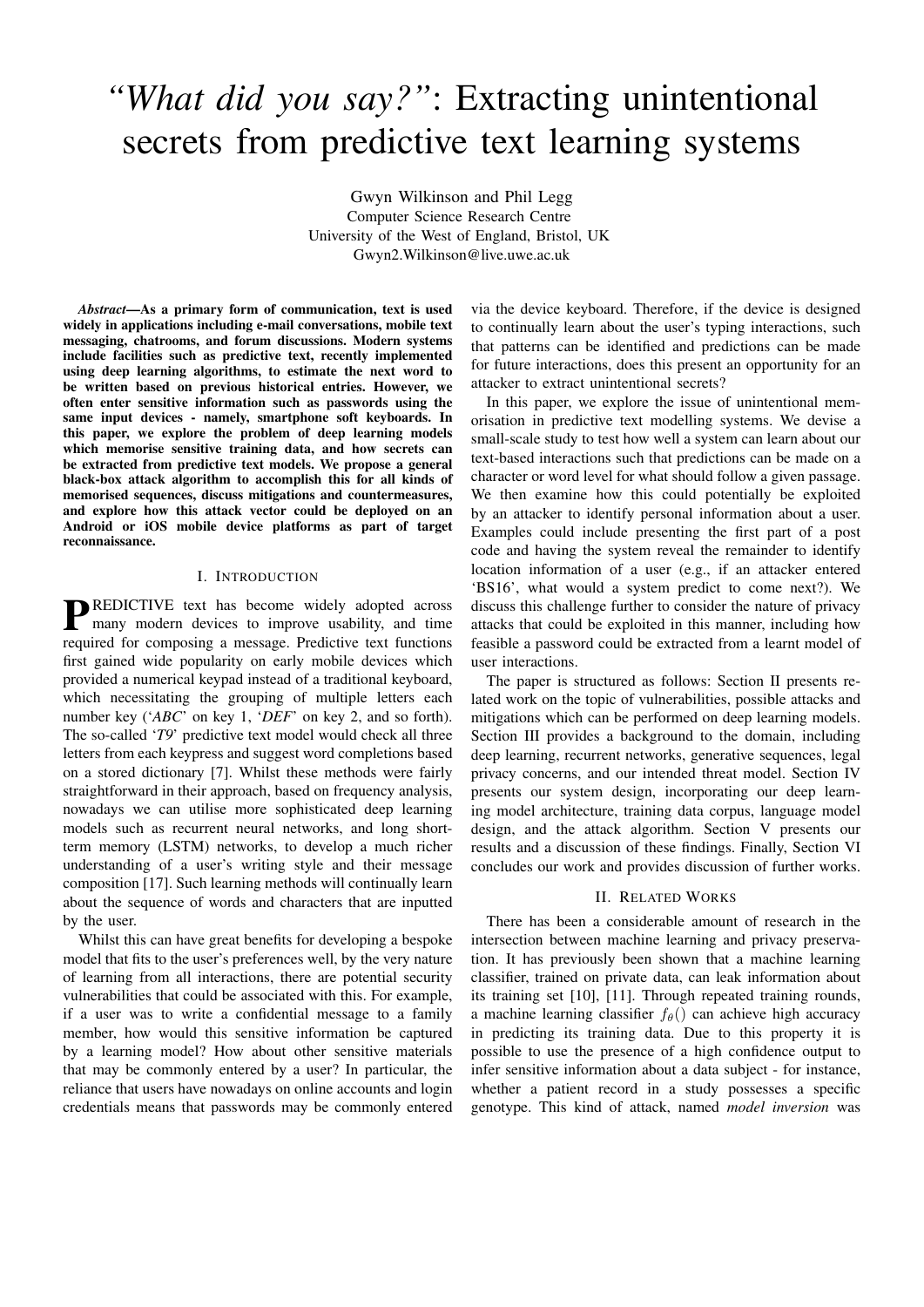# *"What did you say?"*: Extracting unintentional secrets from predictive text learning systems

Gwyn Wilkinson and Phil Legg
Computer Science Research Centre
University of the West of England, Bristol, UK
Gwyn2.Wilkinson@live.uwe.ac.uk

***Abstract*—As a primary form of communication, text is used widely in applications including e-mail conversations, mobile text messaging, chatrooms, and forum discussions. Modern systems include facilities such as predictive text, recently implemented using deep learning algorithms, to estimate the next word to be written based on previous historical entries. However, we often enter sensitive information such as passwords using the same input devices - namely, smartphone soft keyboards. In this paper, we explore the problem of deep learning models which memorise sensitive training data, and how secrets can be extracted from predictive text models. We propose a general black-box attack algorithm to accomplish this for all kinds of memorised sequences, discuss mitigations and countermeasures, and explore how this attack vector could be deployed on an Android or iOS mobile device platforms as part of target reconnaissance.**

## I. Introduction

PREDICTIVE text has become widely adopted across many modern devices to improve usability, and time required for composing a message. Predictive text functions first gained wide popularity on early mobile devices which provided a numerical keypad instead of a traditional keyboard, which necessitating the grouping of multiple letters each number key ('*ABC*' on key 1, '*DEF*' on key 2, and so forth). The so-called '*T9*' predictive text model would check all three letters from each keypress and suggest word completions based on a stored dictionary [7]. Whilst these methods were fairly straightforward in their approach, based on frequency analysis, nowadays we can utilise more sophisticated deep learning models such as recurrent neural networks, and long short-term memory (LSTM) networks, to develop a much richer understanding of a user's writing style and their message composition [17]. Such learning methods will continually learn about the sequence of words and characters that are inputted by the user.

Whilst this can have great benefits for developing a bespoke model that fits to the user's preferences well, by the very nature of learning from all interactions, there are potential security vulnerabilities that could be associated with this. For example, if a user was to write a confidential message to a family member, how would this sensitive information be captured by a learning model? How about other sensitive materials that may be commonly entered by a user? In particular, the reliance that users have nowadays on online accounts and login credentials means that passwords may be commonly entered via the device keyboard. Therefore, if the device is designed to continually learn about the user's typing interactions, such that patterns can be identified and predictions can be made for future interactions, does this present an opportunity for an attacker to extract unintentional secrets?

In this paper, we explore the issue of unintentional memorisation in predictive text modelling systems. We devise a small-scale study to test how well a system can learn about our text-based interactions such that predictions can be made on a character or word level for what should follow a given passage. We then examine how this could potentially be exploited by an attacker to identify personal information about a user. Examples could include presenting the first part of a post code and having the system reveal the remainder to identify location information of a user (e.g., if an attacker entered 'BS16', what would a system predict to come next?). We discuss this challenge further to consider the nature of privacy attacks that could be exploited in this manner, including how feasible a password could be extracted from a learnt model of user interactions.

The paper is structured as follows: Section II presents related work on the topic of vulnerabilities, possible attacks and mitigations which can be performed on deep learning models. Section III provides a background to the domain, including deep learning, recurrent networks, generative sequences, legal privacy concerns, and our intended threat model. Section IV presents our system design, incorporating our deep learning model architecture, training data corpus, language model design, and the attack algorithm. Section V presents our results and a discussion of these findings. Finally, Section VI concludes our work and provides discussion of further works.

## II. Related Works

There has been a considerable amount of research in the intersection between machine learning and privacy preservation. It has previously been shown that a machine learning classifier, trained on private data, can leak information about its training set [10], [11]. Through repeated training rounds, a machine learning classifier $f_\theta()$ can achieve high accuracy in predicting its training data. Due to this property it is possible to use the presence of a high confidence output to infer sensitive information about a data subject - for instance, whether a patient record in a study possesses a specific genotype. This kind of attack, named *model inversion* was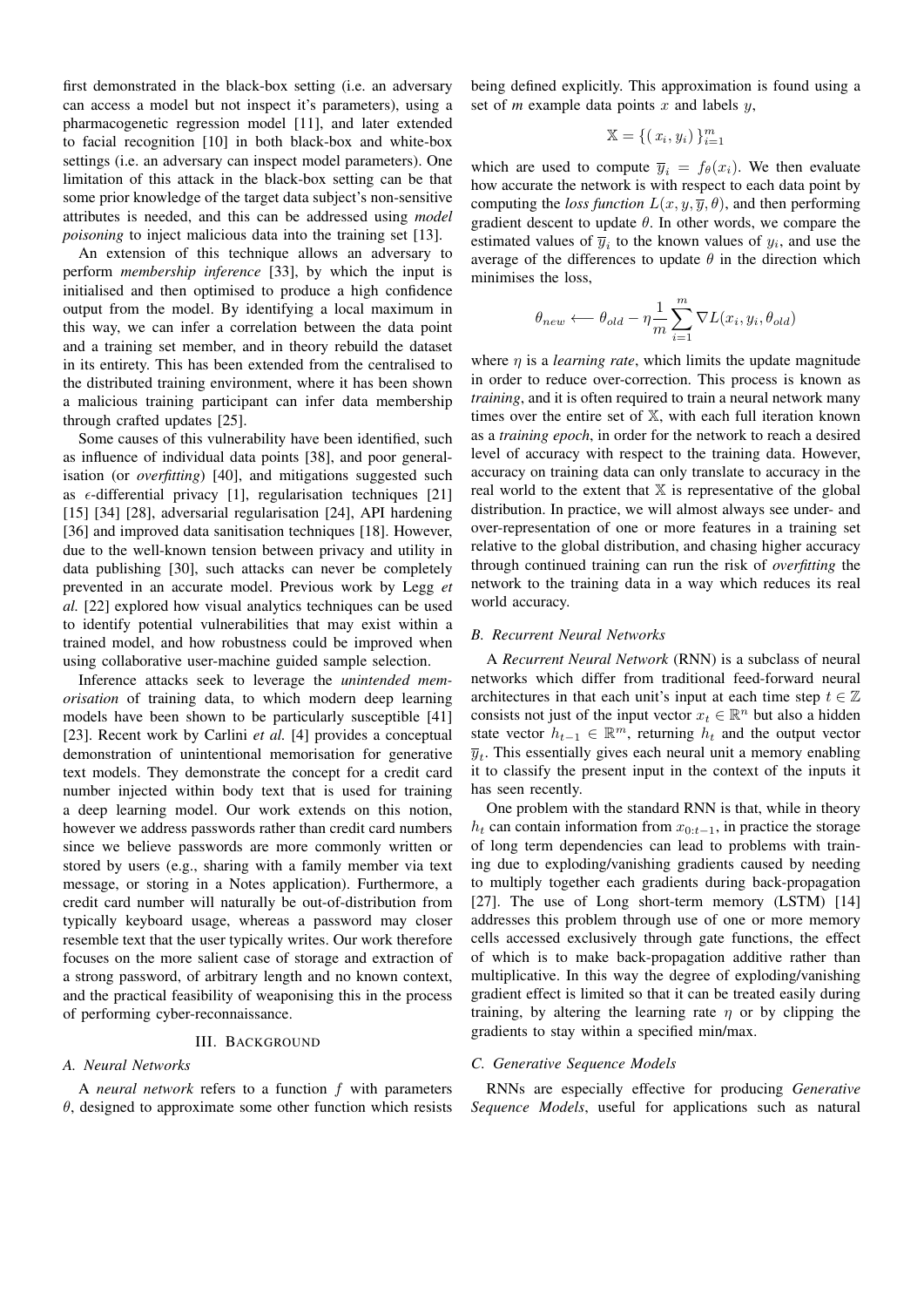first demonstrated in the black-box setting (i.e. an adversary can access a model but not inspect it's parameters), using a pharmacogenetic regression model [11], and later extended to facial recognition [10] in both black-box and white-box settings (i.e. an adversary can inspect model parameters). One limitation of this attack in the black-box setting can be that some prior knowledge of the target data subject's non-sensitive attributes is needed, and this can be addressed using *model poisoning* to inject malicious data into the training set [13].

An extension of this technique allows an adversary to perform *membership inference* [33], by which the input is initialised and then optimised to produce a high confidence output from the model. By identifying a local maximum in this way, we can infer a correlation between the data point and a training set member, and in theory rebuild the dataset in its entirety. This has been extended from the centralised to the distributed training environment, where it has been shown a malicious training participant can infer data membership through crafted updates [25].

Some causes of this vulnerability have been identified, such as influence of individual data points [38], and poor generalisation (or *overfitting*) [40], and mitigations suggested such as $\epsilon$-differential privacy [1], regularisation techniques [21] [15] [34] [28], adversarial regularisation [24], API hardening [36] and improved data sanitisation techniques [18]. However, due to the well-known tension between privacy and utility in data publishing [30], such attacks can never be completely prevented in an accurate model. Previous work by Legg *et al.* [22] explored how visual analytics techniques can be used to identify potential vulnerabilities that may exist within a trained model, and how robustness could be improved when using collaborative user-machine guided sample selection.

Inference attacks seek to leverage the *unintended memorisation* of training data, to which modern deep learning models have been shown to be particularly susceptible [41] [23]. Recent work by Carlini *et al.* [4] provides a conceptual demonstration of unintentional memorisation for generative text models. They demonstrate the concept for a credit card number injected within body text that is used for training a deep learning model. Our work extends on this notion, however we address passwords rather than credit card numbers since we believe passwords are more commonly written or stored by users (e.g., sharing with a family member via text message, or storing in a Notes application). Furthermore, a credit card number will naturally be out-of-distribution from typically keyboard usage, whereas a password may closer resemble text that the user typically writes. Our work therefore focuses on the more salient case of storage and extraction of a strong password, of arbitrary length and no known context, and the practical feasibility of weaponising this in the process of performing cyber-reconnaissance.

## III. Background

### A. Neural Networks

A *neural network* refers to a function $f$ with parameters $\theta$, designed to approximate some other function which resists being defined explicitly. This approximation is found using a set of *m* example data points $x$ and labels $y$,

$$\mathbb{X} = \{ (x_i, y_i) \}_{i=1}^{m}$$

which are used to compute $\overline{y}_i = f_\theta(x_i)$. We then evaluate how accurate the network is with respect to each data point by computing the *loss function* $L(x, y, \overline{y}, \theta)$, and then performing gradient descent to update $\theta$. In other words, we compare the estimated values of $\overline{y}_i$ to the known values of $y_i$, and use the average of the differences to update $\theta$ in the direction which minimises the loss,

$$\theta_{new} \longleftarrow \theta_{old} - \eta \frac{1}{m} \sum_{i=1}^{m} \nabla L(x_i, y_i, \theta_{old})$$

where $\eta$ is a *learning rate*, which limits the update magnitude in order to reduce over-correction. This process is known as *training*, and it is often required to train a neural network many times over the entire set of $\mathbb{X}$, with each full iteration known as a *training epoch*, in order for the network to reach a desired level of accuracy with respect to the training data. However, accuracy on training data can only translate to accuracy in the real world to the extent that $\mathbb{X}$ is representative of the global distribution. In practice, we will almost always see under- and over-representation of one or more features in a training set relative to the global distribution, and chasing higher accuracy through continued training can run the risk of *overfitting* the network to the training data in a way which reduces its real world accuracy.

### B. Recurrent Neural Networks

A *Recurrent Neural Network* (RNN) is a subclass of neural networks which differ from traditional feed-forward neural architectures in that each unit's input at each time step $t \in \mathbb{Z}$ consists not just of the input vector $x_t \in \mathbb{R}^n$ but also a hidden state vector $h_{t-1} \in \mathbb{R}^m$, returning $h_t$ and the output vector $\overline{y}_t$. This essentially gives each neural unit a memory enabling it to classify the present input in the context of the inputs it has seen recently.

One problem with the standard RNN is that, while in theory $h_t$ can contain information from $x_{0:t-1}$, in practice the storage of long term dependencies can lead to problems with training due to exploding/vanishing gradients caused by needing to multiply together each gradients during back-propagation [27]. The use of Long short-term memory (LSTM) [14] addresses this problem through use of one or more memory cells accessed exclusively through gate functions, the effect of which is to make back-propagation additive rather than multiplicative. In this way the degree of exploding/vanishing gradient effect is limited so that it can be treated easily during training, by altering the learning rate $\eta$ or by clipping the gradients to stay within a specified min/max.

### C. Generative Sequence Models

RNNs are especially effective for producing *Generative Sequence Models*, useful for applications such as natural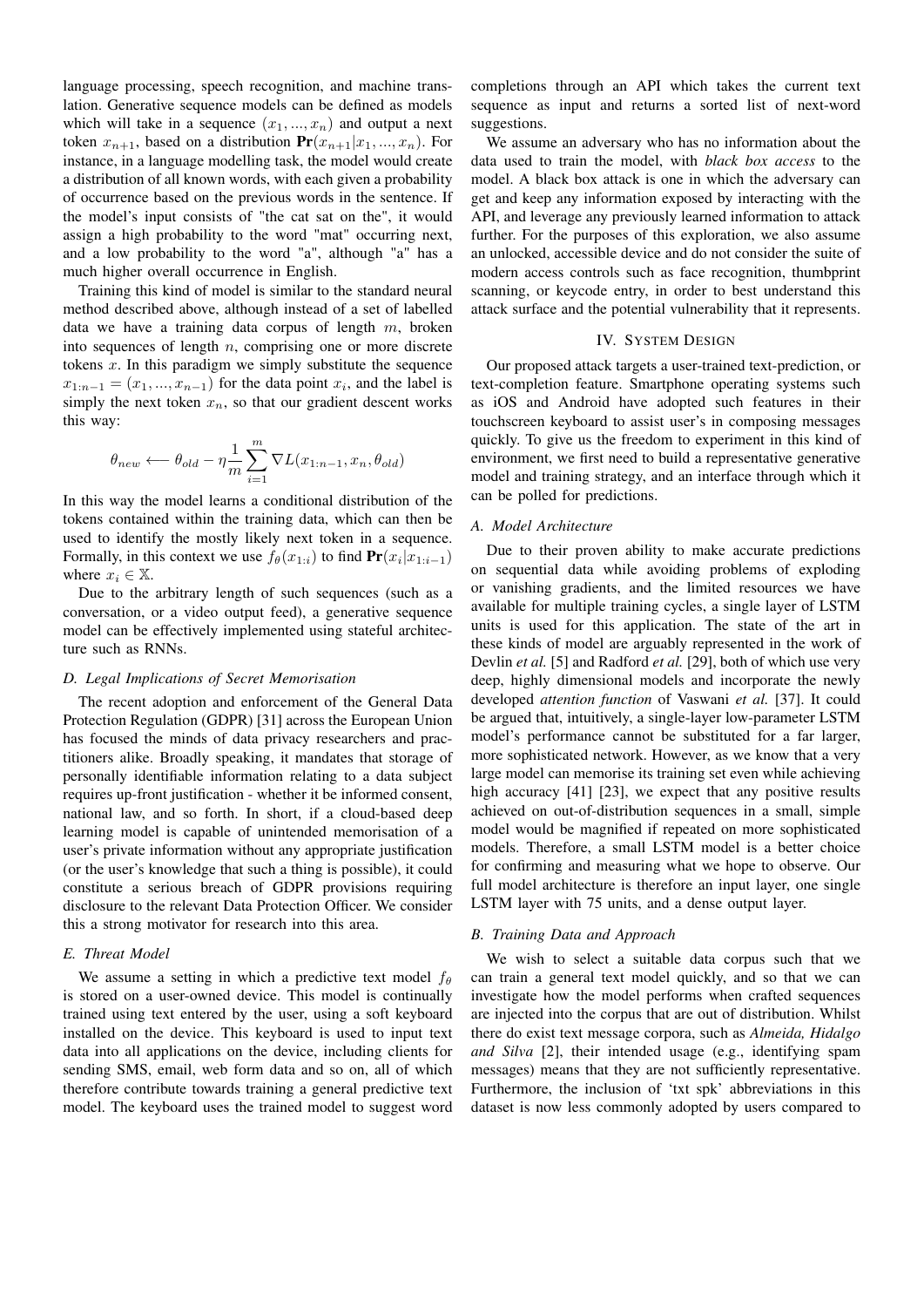language processing, speech recognition, and machine translation. Generative sequence models can be defined as models which will take in a sequence $(x_1, ..., x_n)$ and output a next token $x_{n+1}$, based on a distribution $\mathbf{Pr}(x_{n+1}|x_1, ..., x_n)$. For instance, in a language modelling task, the model would create a distribution of all known words, with each given a probability of occurrence based on the previous words in the sentence. If the model's input consists of "the cat sat on the", it would assign a high probability to the word "mat" occurring next, and a low probability to the word "a", although "a" has a much higher overall occurrence in English.

Training this kind of model is similar to the standard neural method described above, although instead of a set of labelled data we have a training data corpus of length $m$, broken into sequences of length $n$, comprising one or more discrete tokens $x$. In this paradigm we simply substitute the sequence $x_{1:n-1} = (x_1, ..., x_{n-1})$ for the data point $x_i$, and the label is simply the next token $x_n$, so that our gradient descent works this way:

$$\theta_{new} \longleftarrow \theta_{old} - \eta \frac{1}{m} \sum_{i=1}^{m} \nabla L(x_{1:n-1}, x_n, \theta_{old})$$

In this way the model learns a conditional distribution of the tokens contained within the training data, which can then be used to identify the mostly likely next token in a sequence. Formally, in this context we use $f_\theta(x_{1:i})$ to find $\mathbf{Pr}(x_i|x_{1:i-1})$ where $x_i \in \mathbb{X}$.

Due to the arbitrary length of such sequences (such as a conversation, or a video output feed), a generative sequence model can be effectively implemented using stateful architecture such as RNNs.

### D. Legal Implications of Secret Memorisation

The recent adoption and enforcement of the General Data Protection Regulation (GDPR) [31] across the European Union has focused the minds of data privacy researchers and practitioners alike. Broadly speaking, it mandates that storage of personally identifiable information relating to a data subject requires up-front justification - whether it be informed consent, national law, and so forth. In short, if a cloud-based deep learning model is capable of unintended memorisation of a user's private information without any appropriate justification (or the user's knowledge that such a thing is possible), it could constitute a serious breach of GDPR provisions requiring disclosure to the relevant Data Protection Officer. We consider this a strong motivator for research into this area.

### E. Threat Model

We assume a setting in which a predictive text model $f_\theta$ is stored on a user-owned device. This model is continually trained using text entered by the user, using a soft keyboard installed on the device. This keyboard is used to input text data into all applications on the device, including clients for sending SMS, email, web form data and so on, all of which therefore contribute towards training a general predictive text model. The keyboard uses the trained model to suggest word completions through an API which takes the current text sequence as input and returns a sorted list of next-word suggestions.

We assume an adversary who has no information about the data used to train the model, with *black box access* to the model. A black box attack is one in which the adversary can get and keep any information exposed by interacting with the API, and leverage any previously learned information to attack further. For the purposes of this exploration, we also assume an unlocked, accessible device and do not consider the suite of modern access controls such as face recognition, thumbprint scanning, or keycode entry, in order to best understand this attack surface and the potential vulnerability that it represents.

## IV. System Design

Our proposed attack targets a user-trained text-prediction, or text-completion feature. Smartphone operating systems such as iOS and Android have adopted such features in their touchscreen keyboard to assist user's in composing messages quickly. To give us the freedom to experiment in this kind of environment, we first need to build a representative generative model and training strategy, and an interface through which it can be polled for predictions.

### A. Model Architecture

Due to their proven ability to make accurate predictions on sequential data while avoiding problems of exploding or vanishing gradients, and the limited resources we have available for multiple training cycles, a single layer of LSTM units is used for this application. The state of the art in these kinds of model are arguably represented in the work of Devlin *et al.* [5] and Radford *et al.* [29], both of which use very deep, highly dimensional models and incorporate the newly developed *attention function* of Vaswani *et al.* [37]. It could be argued that, intuitively, a single-layer low-parameter LSTM model's performance cannot be substituted for a far larger, more sophisticated network. However, as we know that a very large model can memorise its training set even while achieving high accuracy [41] [23], we expect that any positive results achieved on out-of-distribution sequences in a small, simple model would be magnified if repeated on more sophisticated models. Therefore, a small LSTM model is a better choice for confirming and measuring what we hope to observe. Our full model architecture is therefore an input layer, one single LSTM layer with 75 units, and a dense output layer.

### B. Training Data and Approach

We wish to select a suitable data corpus such that we can train a general text model quickly, and so that we can investigate how the model performs when crafted sequences are injected into the corpus that are out of distribution. Whilst there do exist text message corpora, such as *Almeida, Hidalgo and Silva* [2], their intended usage (e.g., identifying spam messages) means that they are not sufficiently representative. Furthermore, the inclusion of 'txt spk' abbreviations in this dataset is now less commonly adopted by users compared to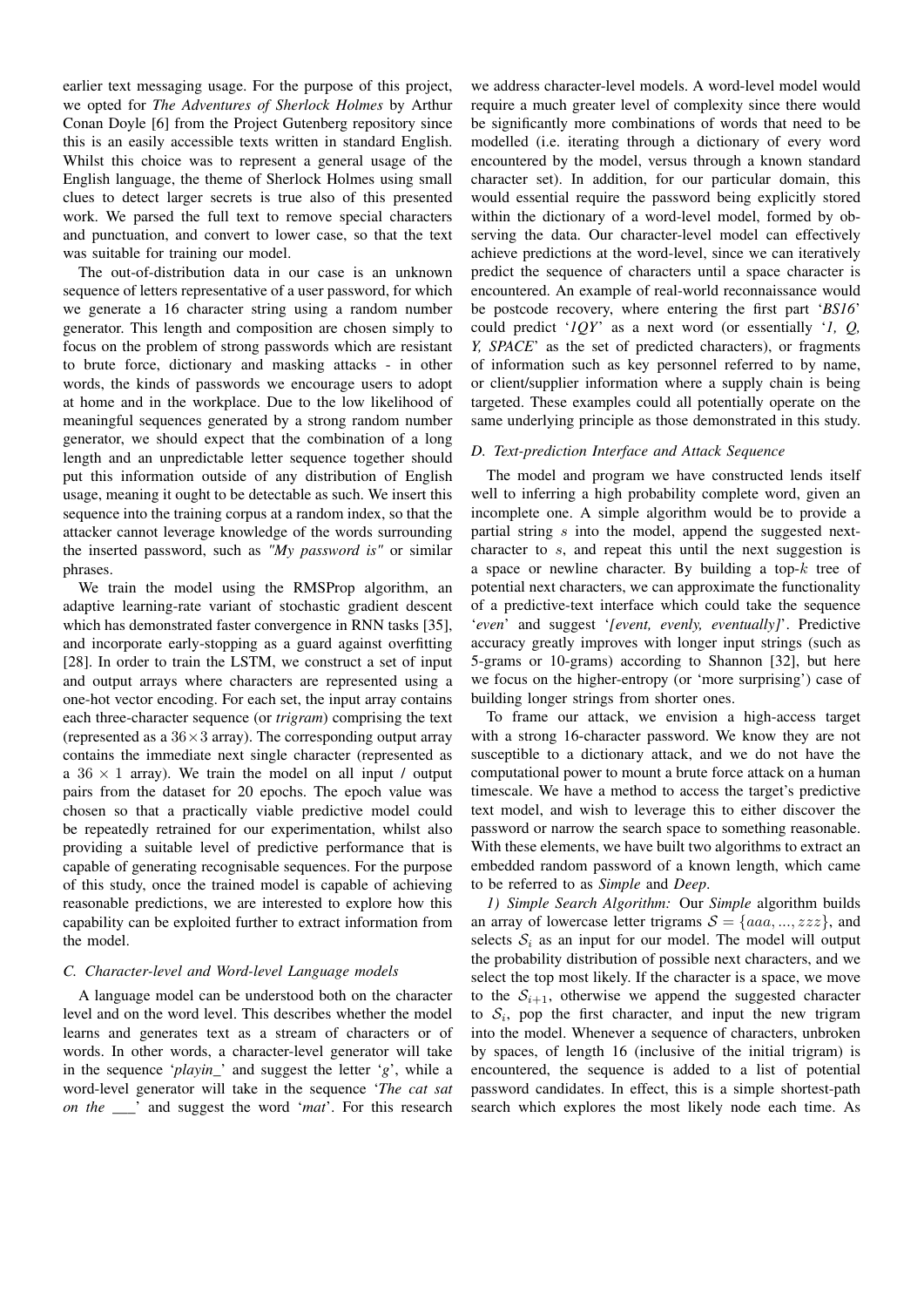earlier text messaging usage. For the purpose of this project, we opted for *The Adventures of Sherlock Holmes* by Arthur Conan Doyle [6] from the Project Gutenberg repository since this is an easily accessible texts written in standard English. Whilst this choice was to represent a general usage of the English language, the theme of Sherlock Holmes using small clues to detect larger secrets is true also of this presented work. We parsed the full text to remove special characters and punctuation, and convert to lower case, so that the text was suitable for training our model.

The out-of-distribution data in our case is an unknown sequence of letters representative of a user password, for which we generate a 16 character string using a random number generator. This length and composition are chosen simply to focus on the problem of strong passwords which are resistant to brute force, dictionary and masking attacks - in other words, the kinds of passwords we encourage users to adopt at home and in the workplace. Due to the low likelihood of meaningful sequences generated by a strong random number generator, we should expect that the combination of a long length and an unpredictable letter sequence together should put this information outside of any distribution of English usage, meaning it ought to be detectable as such. We insert this sequence into the training corpus at a random index, so that the attacker cannot leverage knowledge of the words surrounding the inserted password, such as *"My password is"* or similar phrases.

We train the model using the RMSProp algorithm, an adaptive learning-rate variant of stochastic gradient descent which has demonstrated faster convergence in RNN tasks [35], and incorporate early-stopping as a guard against overfitting [28]. In order to train the LSTM, we construct a set of input and output arrays where characters are represented using a one-hot vector encoding. For each set, the input array contains each three-character sequence (or *trigram*) comprising the text (represented as a $36 \times 3$ array). The corresponding output array contains the immediate next single character (represented as a $36 \times 1$ array). We train the model on all input / output pairs from the dataset for 20 epochs. The epoch value was chosen so that a practically viable predictive model could be repeatedly retrained for our experimentation, whilst also providing a suitable level of predictive performance that is capable of generating recognisable sequences. For the purpose of this study, once the trained model is capable of achieving reasonable predictions, we are interested to explore how this capability can be exploited further to extract information from the model.

### C. Character-level and Word-level Language models

A language model can be understood both on the character level and on the word level. This describes whether the model learns and generates text as a stream of characters or of words. In other words, a character-level generator will take in the sequence '*playin_*' and suggest the letter '*g*', while a word-level generator will take in the sequence '*The cat sat on the ___*' and suggest the word '*mat*'. For this research we address character-level models. A word-level model would require a much greater level of complexity since there would be significantly more combinations of words that need to be modelled (i.e. iterating through a dictionary of every word encountered by the model, versus through a known standard character set). In addition, for our particular domain, this would essential require the password being explicitly stored within the dictionary of a word-level model, formed by observing the data. Our character-level model can effectively achieve predictions at the word-level, since we can iteratively predict the sequence of characters until a space character is encountered. An example of real-world reconnaissance would be postcode recovery, where entering the first part '*BS16*' could predict '*1QY*' as a next word (or essentially '*1, Q, Y, SPACE*' as the set of predicted characters), or fragments of information such as key personnel referred to by name, or client/supplier information where a supply chain is being targeted. These examples could all potentially operate on the same underlying principle as those demonstrated in this study.

### D. Text-prediction Interface and Attack Sequence

The model and program we have constructed lends itself well to inferring a high probability complete word, given an incomplete one. A simple algorithm would be to provide a partial string $s$ into the model, append the suggested next-character to $s$, and repeat this until the next suggestion is a space or newline character. By building a top-$k$ tree of potential next characters, we can approximate the functionality of a predictive-text interface which could take the sequence '*even*' and suggest '*[event, evenly, eventually]*'. Predictive accuracy greatly improves with longer input strings (such as 5-grams or 10-grams) according to Shannon [32], but here we focus on the higher-entropy (or 'more surprising') case of building longer strings from shorter ones.

To frame our attack, we envision a high-access target with a strong 16-character password. We know they are not susceptible to a dictionary attack, and we do not have the computational power to mount a brute force attack on a human timescale. We have a method to access the target's predictive text model, and wish to leverage this to either discover the password or narrow the search space to something reasonable. With these elements, we have built two algorithms to extract an embedded random password of a known length, which came to be referred to as *Simple* and *Deep*.

*1) Simple Search Algorithm:* Our *Simple* algorithm builds an array of lowercase letter trigrams $\mathcal{S} = \{aaa, ..., zzz\}$, and selects $\mathcal{S}_i$ as an input for our model. The model will output the probability distribution of possible next characters, and we select the top most likely. If the character is a space, we move to the $\mathcal{S}_{i+1}$, otherwise we append the suggested character to $\mathcal{S}_i$, pop the first character, and input the new trigram into the model. Whenever a sequence of characters, unbroken by spaces, of length 16 (inclusive of the initial trigram) is encountered, the sequence is added to a list of potential password candidates. In effect, this is a simple shortest-path search which explores the most likely node each time. As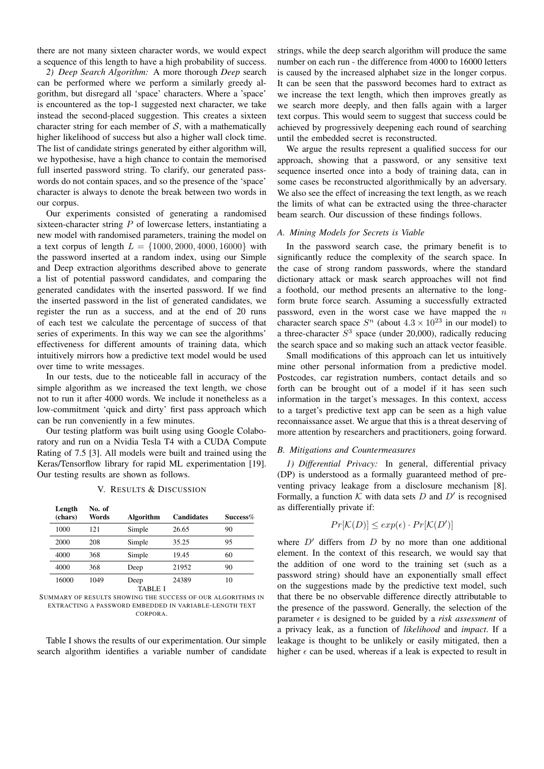there are not many sixteen character words, we would expect a sequence of this length to have a high probability of success.

*2) Deep Search Algorithm:* A more thorough *Deep* search can be performed where we perform a similarly greedy algorithm, but disregard all 'space' characters. Where a 'space' is encountered as the top-1 suggested next character, we take instead the second-placed suggestion. This creates a sixteen character string for each member of $\mathcal{S}$, with a mathematically higher likelihood of success but also a higher wall clock time. The list of candidate strings generated by either algorithm will, we hypothesise, have a high chance to contain the memorised full inserted password string. To clarify, our generated passwords do not contain spaces, and so the presence of the 'space' character is always to denote the break between two words in our corpus.

Our experiments consisted of generating a randomised sixteen-character string $P$ of lowercase letters, instantiating a new model with randomised parameters, training the model on a text corpus of length $L = \{1000, 2000, 4000, 16000\}$ with the password inserted at a random index, using our Simple and Deep extraction algorithms described above to generate a list of potential password candidates, and comparing the generated candidates with the inserted password. If we find the inserted password in the list of generated candidates, we register the run as a success, and at the end of 20 runs of each test we calculate the percentage of success of that series of experiments. In this way we can see the algorithms' effectiveness for different amounts of training data, which intuitively mirrors how a predictive text model would be used over time to write messages.

In our tests, due to the noticeable fall in accuracy of the simple algorithm as we increased the text length, we chose not to run it after 4000 words. We include it nonetheless as a low-commitment 'quick and dirty' first pass approach which can be run conveniently in a few minutes.

Our testing platform was built using using Google Colaboratory and run on a Nvidia Tesla T4 with a CUDA Compute Rating of 7.5 [3]. All models were built and trained using the Keras/Tensorflow library for rapid ML experimentation [19]. Our testing results are shown as follows.

## V. Results & Discussion

| Length (chars) | No. of Words | Algorithm | Candidates | Success% |
|---|---|---|---|---|
| 1000 | 121 | Simple | 26.65 | 90 |
| 2000 | 208 | Simple | 35.25 | 95 |
| 4000 | 368 | Simple | 19.45 | 60 |
| 4000 | 368 | Deep | 21952 | 90 |
| 16000 | 1049 | Deep | 24389 | 10 |

TABLE I

Summary of results showing the success of our algorithms in extracting a password embedded in variable-length text corpora.

Table I shows the results of our experimentation. Our simple search algorithm identifies a variable number of candidate strings, while the deep search algorithm will produce the same number on each run - the difference from 4000 to 16000 letters is caused by the increased alphabet size in the longer corpus. It can be seen that the password becomes hard to extract as we increase the text length, which then improves greatly as we search more deeply, and then falls again with a larger text corpus. This would seem to suggest that success could be achieved by progressively deepening each round of searching until the embedded secret is reconstructed.

We argue the results represent a qualified success for our approach, showing that a password, or any sensitive text sequence inserted once into a body of training data, can in some cases be reconstructed algorithmically by an adversary. We also see the effect of increasing the text length, as we reach the limits of what can be extracted using the three-character beam search. Our discussion of these findings follows.

### A. Mining Models for Secrets is Viable

In the password search case, the primary benefit is to significantly reduce the complexity of the search space. In the case of strong random passwords, where the standard dictionary attack or mask search approaches will not find a foothold, our method presents an alternative to the long-form brute force search. Assuming a successfully extracted password, even in the worst case we have mapped the $n$ character search space $S^n$ (about $4.3 \times 10^{23}$ in our model) to a three-character $S^3$ space (under 20,000), radically reducing the search space and so making such an attack vector feasible.

Small modifications of this approach can let us intuitively mine other personal information from a predictive model. Postcodes, car registration numbers, contact details and so forth can be brought out of a model if it has seen such information in the target's messages. In this context, access to a target's predictive text app can be seen as a high value reconnaissance asset. We argue that this is a threat deserving of more attention by researchers and practitioners, going forward.

### B. Mitigations and Countermeasures

*1) Differential Privacy:* In general, differential privacy (DP) is understood as a formally guaranteed method of preventing privacy leakage from a disclosure mechanism [8]. Formally, a function $\mathcal{K}$ with data sets $D$ and $D'$ is recognised as differentially private if:

$$Pr[\mathcal{K}(D)] \leq exp(\epsilon) \cdot Pr[\mathcal{K}(D')]$$

where $D'$ differs from $D$ by no more than one additional element. In the context of this research, we would say that the addition of one word to the training set (such as a password string) should have an exponentially small effect on the suggestions made by the predictive text model, such that there be no observable difference directly attributable to the presence of the password. Generally, the selection of the parameter $\epsilon$ is designed to be guided by a *risk assessment* of a privacy leak, as a function of *likelihood* and *impact*. If a leakage is thought to be unlikely or easily mitigated, then a higher $\epsilon$ can be used, whereas if a leak is expected to result in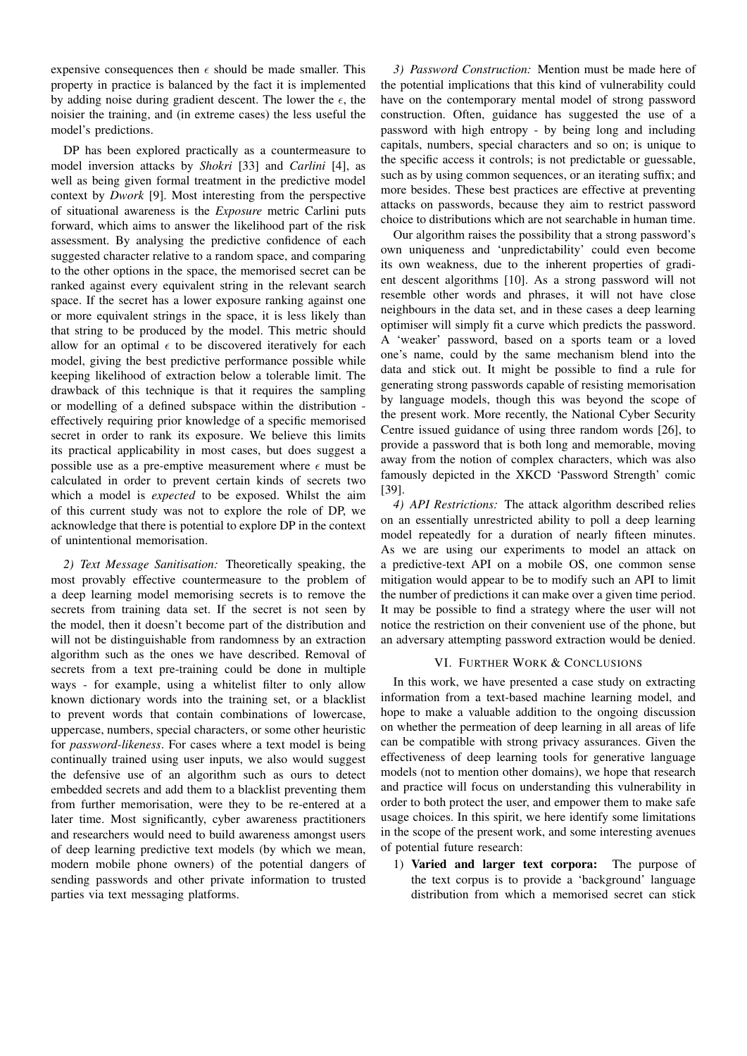expensive consequences then $\epsilon$ should be made smaller. This property in practice is balanced by the fact it is implemented by adding noise during gradient descent. The lower the $\epsilon$, the noisier the training, and (in extreme cases) the less useful the model's predictions.

DP has been explored practically as a countermeasure to model inversion attacks by *Shokri* [33] and *Carlini* [4], as well as being given formal treatment in the predictive model context by *Dwork* [9]. Most interesting from the perspective of situational awareness is the *Exposure* metric Carlini puts forward, which aims to answer the likelihood part of the risk assessment. By analysing the predictive confidence of each suggested character relative to a random space, and comparing to the other options in the space, the memorised secret can be ranked against every equivalent string in the relevant search space. If the secret has a lower exposure ranking against one or more equivalent strings in the space, it is less likely than that string to be produced by the model. This metric should allow for an optimal $\epsilon$ to be discovered iteratively for each model, giving the best predictive performance possible while keeping likelihood of extraction below a tolerable limit. The drawback of this technique is that it requires the sampling or modelling of a defined subspace within the distribution - effectively requiring prior knowledge of a specific memorised secret in order to rank its exposure. We believe this limits its practical applicability in most cases, but does suggest a possible use as a pre-emptive measurement where $\epsilon$ must be calculated in order to prevent certain kinds of secrets two which a model is *expected* to be exposed. Whilst the aim of this current study was not to explore the role of DP, we acknowledge that there is potential to explore DP in the context of unintentional memorisation.

*2) Text Message Sanitisation:* Theoretically speaking, the most provably effective countermeasure to the problem of a deep learning model memorising secrets is to remove the secrets from training data set. If the secret is not seen by the model, then it doesn't become part of the distribution and will not be distinguishable from randomness by an extraction algorithm such as the ones we have described. Removal of secrets from a text pre-training could be done in multiple ways - for example, using a whitelist filter to only allow known dictionary words into the training set, or a blacklist to prevent words that contain combinations of lowercase, uppercase, numbers, special characters, or some other heuristic for *password-likeness*. For cases where a text model is being continually trained using user inputs, we also would suggest the defensive use of an algorithm such as ours to detect embedded secrets and add them to a blacklist preventing them from further memorisation, were they to be re-entered at a later time. Most significantly, cyber awareness practitioners and researchers would need to build awareness amongst users of deep learning predictive text models (by which we mean, modern mobile phone owners) of the potential dangers of sending passwords and other private information to trusted parties via text messaging platforms.

*3) Password Construction:* Mention must be made here of the potential implications that this kind of vulnerability could have on the contemporary mental model of strong password construction. Often, guidance has suggested the use of a password with high entropy - by being long and including capitals, numbers, special characters and so on; is unique to the specific access it controls; is not predictable or guessable, such as by using common sequences, or an iterating suffix; and more besides. These best practices are effective at preventing attacks on passwords, because they aim to restrict password choice to distributions which are not searchable in human time.

Our algorithm raises the possibility that a strong password's own uniqueness and 'unpredictability' could even become its own weakness, due to the inherent properties of gradient descent algorithms [10]. As a strong password will not resemble other words and phrases, it will not have close neighbours in the data set, and in these cases a deep learning optimiser will simply fit a curve which predicts the password. A 'weaker' password, based on a sports team or a loved one's name, could by the same mechanism blend into the data and stick out. It might be possible to find a rule for generating strong passwords capable of resisting memorisation by language models, though this was beyond the scope of the present work. More recently, the National Cyber Security Centre issued guidance of using three random words [26], to provide a password that is both long and memorable, moving away from the notion of complex characters, which was also famously depicted in the XKCD 'Password Strength' comic [39].

*4) API Restrictions:* The attack algorithm described relies on an essentially unrestricted ability to poll a deep learning model repeatedly for a duration of nearly fifteen minutes. As we are using our experiments to model an attack on a predictive-text API on a mobile OS, one common sense mitigation would appear to be to modify such an API to limit the number of predictions it can make over a given time period. It may be possible to find a strategy where the user will not notice the restriction on their convenient use of the phone, but an adversary attempting password extraction would be denied.

## VI. Further Work & Conclusions

In this work, we have presented a case study on extracting information from a text-based machine learning model, and hope to make a valuable addition to the ongoing discussion on whether the permeation of deep learning in all areas of life can be compatible with strong privacy assurances. Given the effectiveness of deep learning tools for generative language models (not to mention other domains), we hope that research and practice will focus on understanding this vulnerability in order to both protect the user, and empower them to make safe usage choices. In this spirit, we here identify some limitations in the scope of the present work, and some interesting avenues of potential future research:

1) **Varied and larger text corpora:** The purpose of the text corpus is to provide a 'background' language distribution from which a memorised secret can stick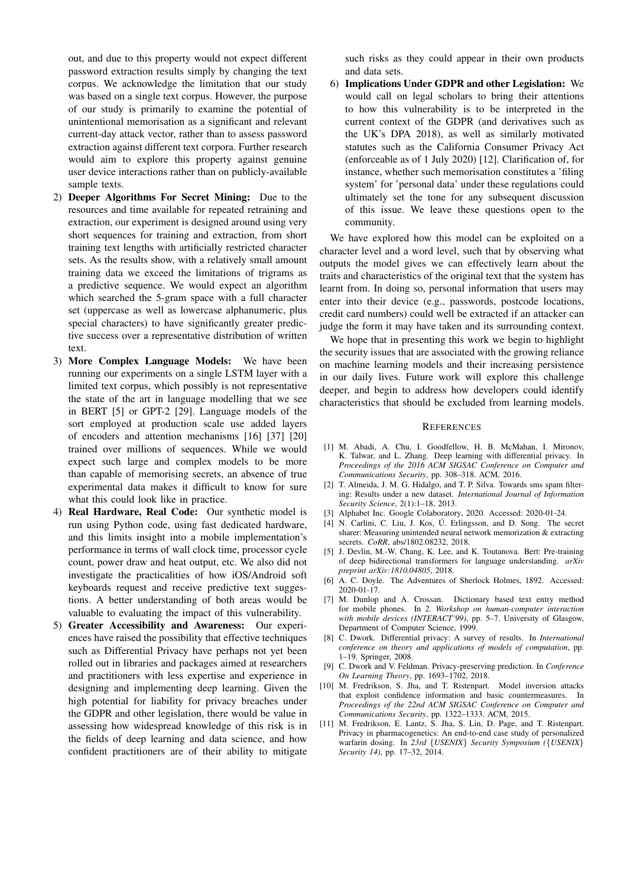out, and due to this property would not expect different password extraction results simply by changing the text corpus. We acknowledge the limitation that our study was based on a single text corpus. However, the purpose of our study is primarily to examine the potential of unintentional memorisation as a significant and relevant current-day attack vector, rather than to assess password extraction against different text corpora. Further research would aim to explore this property against genuine user device interactions rather than on publicly-available sample texts.

2) **Deeper Algorithms For Secret Mining:** Due to the resources and time available for repeated retraining and extraction, our experiment is designed around using very short sequences for training and extraction, from short training text lengths with artificially restricted character sets. As the results show, with a relatively small amount training data we exceed the limitations of trigrams as a predictive sequence. We would expect an algorithm which searched the 5-gram space with a full character set (uppercase as well as lowercase alphanumeric, plus special characters) to have significantly greater predictive success over a representative distribution of written text.
3) **More Complex Language Models:** We have been running our experiments on a single LSTM layer with a limited text corpus, which possibly is not representative the state of the art in language modelling that we see in BERT [5] or GPT-2 [29]. Language models of the sort employed at production scale use added layers of encoders and attention mechanisms [16] [37] [20] trained over millions of sequences. While we would expect such large and complex models to be more than capable of memorising secrets, an absence of true experimental data makes it difficult to know for sure what this could look like in practice.
4) **Real Hardware, Real Code:** Our synthetic model is run using Python code, using fast dedicated hardware, and this limits insight into a mobile implementation's performance in terms of wall clock time, processor cycle count, power draw and heat output, etc. We also did not investigate the practicalities of how iOS/Android soft keyboards request and receive predictive text suggestions. A better understanding of both areas would be valuable to evaluating the impact of this vulnerability.
5) **Greater Accessibility and Awareness:** Our experiences have raised the possibility that effective techniques such as Differential Privacy have perhaps not yet been rolled out in libraries and packages aimed at researchers and practitioners with less expertise and experience in designing and implementing deep learning. Given the high potential for liability for privacy breaches under the GDPR and other legislation, there would be value in assessing how widespread knowledge of this risk is in the fields of deep learning and data science, and how confident practitioners are of their ability to mitigate such risks as they could appear in their own products and data sets.
6) **Implications Under GDPR and other Legislation:** We would call on legal scholars to bring their attentions to how this vulnerability is to be interpreted in the current context of the GDPR (and derivatives such as the UK's DPA 2018), as well as similarly motivated statutes such as the California Consumer Privacy Act (enforceable as of 1 July 2020) [12]. Clarification of, for instance, whether such memorisation constitutes a 'filing system' for 'personal data' under these regulations could ultimately set the tone for any subsequent discussion of this issue. We leave these questions open to the community.

We have explored how this model can be exploited on a character level and a word level, such that by observing what outputs the model gives we can effectively learn about the traits and characteristics of the original text that the system has learnt from. In doing so, personal information that users may enter into their device (e.g., passwords, postcode locations, credit card numbers) could well be extracted if an attacker can judge the form it may have taken and its surrounding context.

We hope that in presenting this work we begin to highlight the security issues that are associated with the growing reliance on machine learning models and their increasing persistence in our daily lives. Future work will explore this challenge deeper, and begin to address how developers could identify characteristics that should be excluded from learning models.

## References

[1] M. Abadi, A. Chu, I. Goodfellow, H. B. McMahan, I. Mironov, K. Talwar, and L. Zhang. Deep learning with differential privacy. In *Proceedings of the 2016 ACM SIGSAC Conference on Computer and Communications Security*, pp. 308–318. ACM, 2016.

[2] T. Almeida, J. M. G. Hidalgo, and T. P. Silva. Towards sms spam filtering: Results under a new dataset. *International Journal of Information Security Science*, 2(1):1–18, 2013.

[3] Alphabet Inc. Google Colaboratory, 2020. Accessed: 2020-01-24.

[4] N. Carlini, C. Liu, J. Kos, Ú. Erlingsson, and D. Song. The secret sharer: Measuring unintended neural network memorization & extracting secrets. *CoRR*, abs/1802.08232, 2018.

[5] J. Devlin, M.-W. Chang, K. Lee, and K. Toutanova. Bert: Pre-training of deep bidirectional transformers for language understanding. *arXiv preprint arXiv:1810.04805*, 2018.

[6] A. C. Doyle. The Adventures of Sherlock Holmes, 1892. Accessed: 2020-01-17.

[7] M. Dunlop and A. Crossan. Dictionary based text entry method for mobile phones. In *2. Workshop on human-computer interaction with mobile devices (INTERACT'99)*, pp. 5–7. University of Glasgow, Department of Computer Science, 1999.

[8] C. Dwork. Differential privacy: A survey of results. In *International conference on theory and applications of models of computation*, pp. 1–19. Springer, 2008.

[9] C. Dwork and V. Feldman. Privacy-preserving prediction. In *Conference On Learning Theory*, pp. 1693–1702, 2018.

[10] M. Fredrikson, S. Jha, and T. Ristenpart. Model inversion attacks that exploit confidence information and basic countermeasures. In *Proceedings of the 22nd ACM SIGSAC Conference on Computer and Communications Security*, pp. 1322–1333. ACM, 2015.

[11] M. Fredrikson, E. Lantz, S. Jha, S. Lin, D. Page, and T. Ristenpart. Privacy in pharmacogenetics: An end-to-end case study of personalized warfarin dosing. In *23rd {USENIX} Security Symposium ({USENIX} Security 14)*, pp. 17–32, 2014.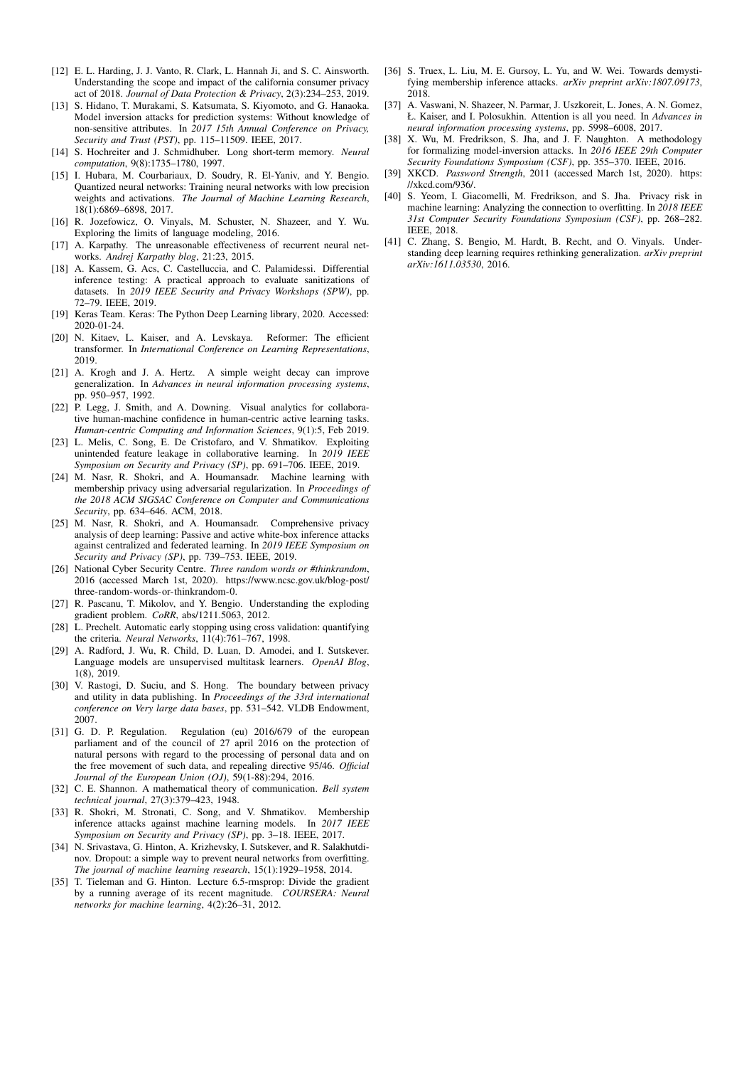[12] E. L. Harding, J. J. Vanto, R. Clark, L. Hannah Ji, and S. C. Ainsworth. Understanding the scope and impact of the california consumer privacy act of 2018. *Journal of Data Protection & Privacy*, 2(3):234–253, 2019.

[13] S. Hidano, T. Murakami, S. Katsumata, S. Kiyomoto, and G. Hanaoka. Model inversion attacks for prediction systems: Without knowledge of non-sensitive attributes. In *2017 15th Annual Conference on Privacy, Security and Trust (PST)*, pp. 115–11509. IEEE, 2017.

[14] S. Hochreiter and J. Schmidhuber. Long short-term memory. *Neural computation*, 9(8):1735–1780, 1997.

[15] I. Hubara, M. Courbariaux, D. Soudry, R. El-Yaniv, and Y. Bengio. Quantized neural networks: Training neural networks with low precision weights and activations. *The Journal of Machine Learning Research*, 18(1):6869–6898, 2017.

[16] R. Jozefowicz, O. Vinyals, M. Schuster, N. Shazeer, and Y. Wu. Exploring the limits of language modeling, 2016.

[17] A. Karpathy. The unreasonable effectiveness of recurrent neural networks. *Andrej Karpathy blog*, 21:23, 2015.

[18] A. Kassem, G. Acs, C. Castelluccia, and C. Palamidessi. Differential inference testing: A practical approach to evaluate sanitizations of datasets. In *2019 IEEE Security and Privacy Workshops (SPW)*, pp. 72–79. IEEE, 2019.

[19] Keras Team. Keras: The Python Deep Learning library, 2020. Accessed: 2020-01-24.

[20] N. Kitaev, L. Kaiser, and A. Levskaya. Reformer: The efficient transformer. In *International Conference on Learning Representations*, 2019.

[21] A. Krogh and J. A. Hertz. A simple weight decay can improve generalization. In *Advances in neural information processing systems*, pp. 950–957, 1992.

[22] P. Legg, J. Smith, and A. Downing. Visual analytics for collaborative human-machine confidence in human-centric active learning tasks. *Human-centric Computing and Information Sciences*, 9(1):5, Feb 2019.

[23] L. Melis, C. Song, E. De Cristofaro, and V. Shmatikov. Exploiting unintended feature leakage in collaborative learning. In *2019 IEEE Symposium on Security and Privacy (SP)*, pp. 691–706. IEEE, 2019.

[24] M. Nasr, R. Shokri, and A. Houmansadr. Machine learning with membership privacy using adversarial regularization. In *Proceedings of the 2018 ACM SIGSAC Conference on Computer and Communications Security*, pp. 634–646. ACM, 2018.

[25] M. Nasr, R. Shokri, and A. Houmansadr. Comprehensive privacy analysis of deep learning: Passive and active white-box inference attacks against centralized and federated learning. In *2019 IEEE Symposium on Security and Privacy (SP)*, pp. 739–753. IEEE, 2019.

[26] National Cyber Security Centre. *Three random words or #thinkrandom*, 2016 (accessed March 1st, 2020). https://www.ncsc.gov.uk/blog-post/three-random-words-or-thinkrandom-0.

[27] R. Pascanu, T. Mikolov, and Y. Bengio. Understanding the exploding gradient problem. *CoRR*, abs/1211.5063, 2012.

[28] L. Prechelt. Automatic early stopping using cross validation: quantifying the criteria. *Neural Networks*, 11(4):761–767, 1998.

[29] A. Radford, J. Wu, R. Child, D. Luan, D. Amodei, and I. Sutskever. Language models are unsupervised multitask learners. *OpenAI Blog*, 1(8), 2019.

[30] V. Rastogi, D. Suciu, and S. Hong. The boundary between privacy and utility in data publishing. In *Proceedings of the 33rd international conference on Very large data bases*, pp. 531–542. VLDB Endowment, 2007.

[31] G. D. P. Regulation. Regulation (eu) 2016/679 of the european parliament and of the council of 27 april 2016 on the protection of natural persons with regard to the processing of personal data and on the free movement of such data, and repealing directive 95/46. *Official Journal of the European Union (OJ)*, 59(1-88):294, 2016.

[32] C. E. Shannon. A mathematical theory of communication. *Bell system technical journal*, 27(3):379–423, 1948.

[33] R. Shokri, M. Stronati, C. Song, and V. Shmatikov. Membership inference attacks against machine learning models. In *2017 IEEE Symposium on Security and Privacy (SP)*, pp. 3–18. IEEE, 2017.

[34] N. Srivastava, G. Hinton, A. Krizhevsky, I. Sutskever, and R. Salakhutdinov. Dropout: a simple way to prevent neural networks from overfitting. *The journal of machine learning research*, 15(1):1929–1958, 2014.

[35] T. Tieleman and G. Hinton. Lecture 6.5-rmsprop: Divide the gradient by a running average of its recent magnitude. *COURSERA: Neural networks for machine learning*, 4(2):26–31, 2012.

[36] S. Truex, L. Liu, M. E. Gursoy, L. Yu, and W. Wei. Towards demystifying membership inference attacks. *arXiv preprint arXiv:1807.09173*, 2018.

[37] A. Vaswani, N. Shazeer, N. Parmar, J. Uszkoreit, L. Jones, A. N. Gomez, Ł. Kaiser, and I. Polosukhin. Attention is all you need. In *Advances in neural information processing systems*, pp. 5998–6008, 2017.

[38] X. Wu, M. Fredrikson, S. Jha, and J. F. Naughton. A methodology for formalizing model-inversion attacks. In *2016 IEEE 29th Computer Security Foundations Symposium (CSF)*, pp. 355–370. IEEE, 2016.

[39] XKCD. *Password Strength*, 2011 (accessed March 1st, 2020). https://xkcd.com/936/.

[40] S. Yeom, I. Giacomelli, M. Fredrikson, and S. Jha. Privacy risk in machine learning: Analyzing the connection to overfitting. In *2018 IEEE 31st Computer Security Foundations Symposium (CSF)*, pp. 268–282. IEEE, 2018.

[41] C. Zhang, S. Bengio, M. Hardt, B. Recht, and O. Vinyals. Understanding deep learning requires rethinking generalization. *arXiv preprint arXiv:1611.03530*, 2016.